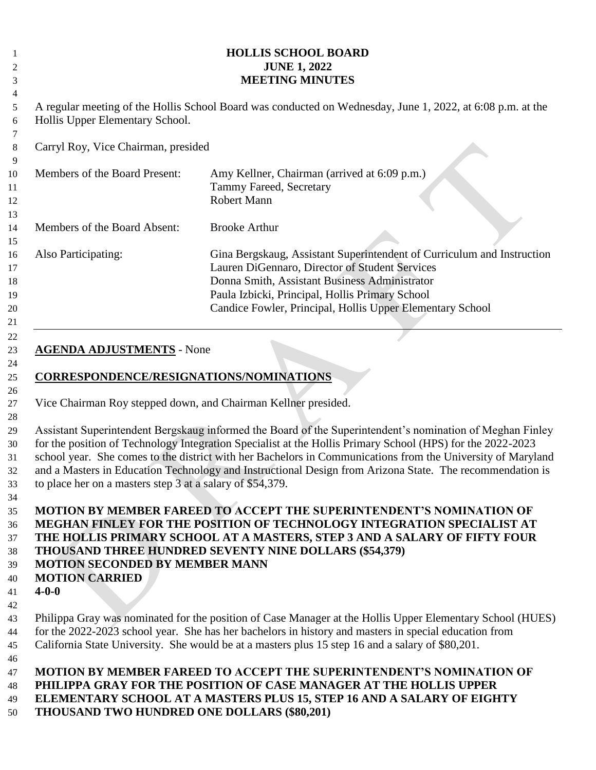# HOLLIS SCHOOL BOARD
## JUNE 1, 2022
## MEETING MINUTES

A regular meeting of the Hollis School Board was conducted on Wednesday, June 1, 2022, at 6:08 p.m. at the Hollis Upper Elementary School.

Carryl Roy, Vice Chairman, presided

| | |
|---|---|
| Members of the Board Present: | Amy Kellner, Chairman (arrived at 6:09 p.m.)<br>Tammy Fareed, Secretary<br>Robert Mann |
| Members of the Board Absent: | Brooke Arthur |
| Also Participating: | Gina Bergskaug, Assistant Superintendent of Curriculum and Instruction<br>Lauren DiGennaro, Director of Student Services<br>Donna Smith, Assistant Business Administrator<br>Paula Izbicki, Principal, Hollis Primary School<br>Candice Fowler, Principal, Hollis Upper Elementary School |

---

**AGENDA ADJUSTMENTS** - None

**CORRESPONDENCE/RESIGNATIONS/NOMINATIONS**

Vice Chairman Roy stepped down, and Chairman Kellner presided.

Assistant Superintendent Bergskaug informed the Board of the Superintendent's nomination of Meghan Finley for the position of Technology Integration Specialist at the Hollis Primary School (HPS) for the 2022-2023 school year. She comes to the district with her Bachelors in Communications from the University of Maryland and a Masters in Education Technology and Instructional Design from Arizona State. The recommendation is to place her on a masters step 3 at a salary of $54,379.

**MOTION BY MEMBER FAREED TO ACCEPT THE SUPERINTENDENT'S NOMINATION OF MEGHAN FINLEY FOR THE POSITION OF TECHNOLOGY INTEGRATION SPECIALIST AT THE HOLLIS PRIMARY SCHOOL AT A MASTERS, STEP 3 AND A SALARY OF FIFTY FOUR THOUSAND THREE HUNDRED SEVENTY NINE DOLLARS ($54,379)**
**MOTION SECONDED BY MEMBER MANN**
**MOTION CARRIED**
**4-0-0**

Philippa Gray was nominated for the position of Case Manager at the Hollis Upper Elementary School (HUES) for the 2022-2023 school year. She has her bachelors in history and masters in special education from California State University. She would be at a masters plus 15 step 16 and a salary of $80,201.

**MOTION BY MEMBER FAREED TO ACCEPT THE SUPERINTENDENT'S NOMINATION OF PHILIPPA GRAY FOR THE POSITION OF CASE MANAGER AT THE HOLLIS UPPER ELEMENTARY SCHOOL AT A MASTERS PLUS 15, STEP 16 AND A SALARY OF EIGHTY THOUSAND TWO HUNDRED ONE DOLLARS ($80,201)**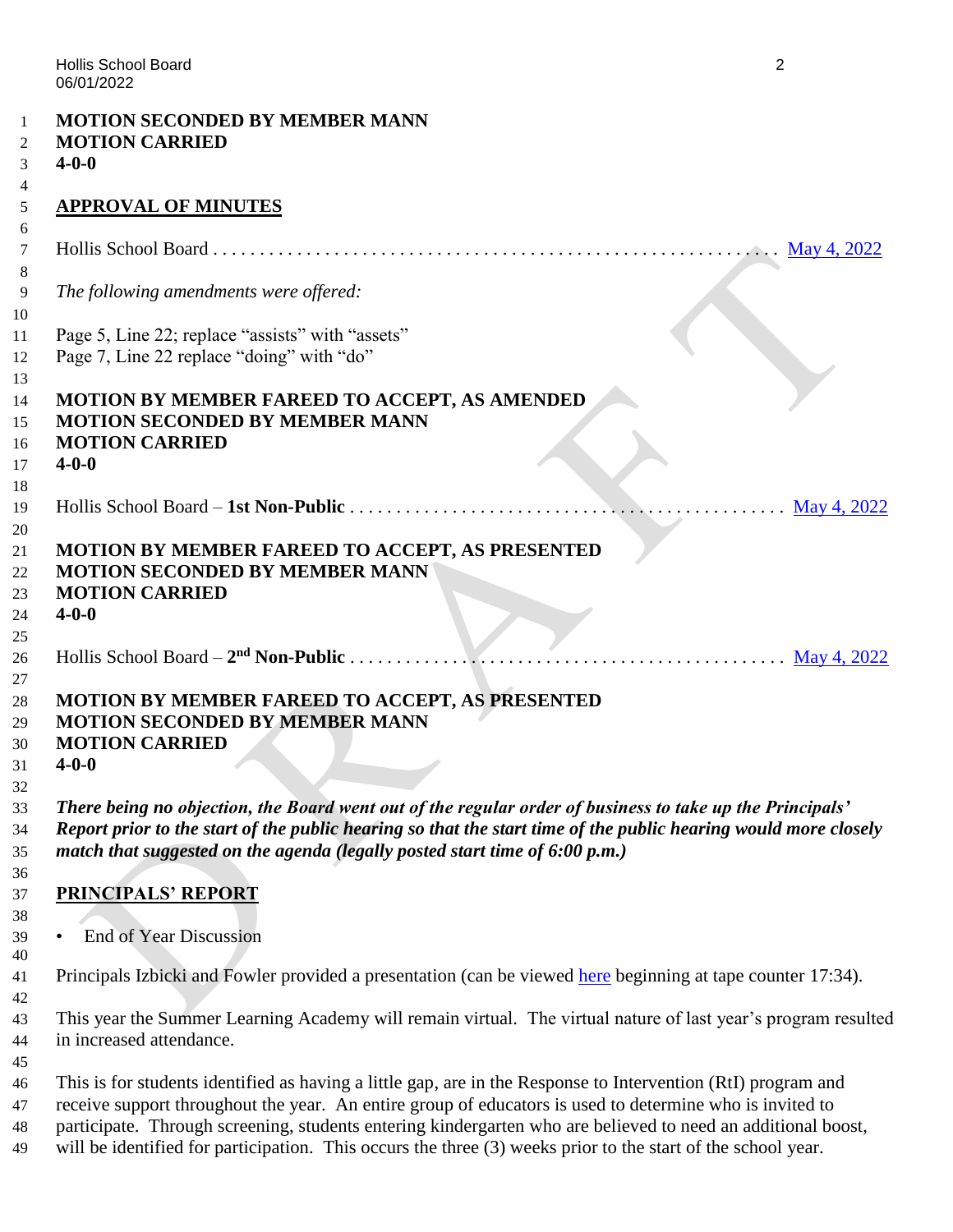**MOTION SECONDED BY MEMBER MANN**
**MOTION CARRIED**
**4-0-0**

## APPROVAL OF MINUTES

Hollis School Board . . . . . . . . . . . . . . . . . . . . . . . . . . . . . . . . . . . . . . . . . . . . . . . . . . . . . . . . . . May 4, 2022

*The following amendments were offered:*

Page 5, Line 22; replace "assists" with "assets"
Page 7, Line 22 replace "doing" with "do"

**MOTION BY MEMBER FAREED TO ACCEPT, AS AMENDED**
**MOTION SECONDED BY MEMBER MANN**
**MOTION CARRIED**
**4-0-0**

Hollis School Board – **1st Non-Public** . . . . . . . . . . . . . . . . . . . . . . . . . . . . . . . . . . . . . . . . . . . . . . May 4, 2022

**MOTION BY MEMBER FAREED TO ACCEPT, AS PRESENTED**
**MOTION SECONDED BY MEMBER MANN**
**MOTION CARRIED**
**4-0-0**

Hollis School Board – **2nd Non-Public** . . . . . . . . . . . . . . . . . . . . . . . . . . . . . . . . . . . . . . . . . . . . . . May 4, 2022

**MOTION BY MEMBER FAREED TO ACCEPT, AS PRESENTED**
**MOTION SECONDED BY MEMBER MANN**
**MOTION CARRIED**
**4-0-0**

***There being no objection, the Board went out of the regular order of business to take up the Principals' Report prior to the start of the public hearing so that the start time of the public hearing would more closely match that suggested on the agenda (legally posted start time of 6:00 p.m.)***

## PRINCIPALS' REPORT

- End of Year Discussion

Principals Izbicki and Fowler provided a presentation (can be viewed here beginning at tape counter 17:34).

This year the Summer Learning Academy will remain virtual. The virtual nature of last year's program resulted in increased attendance.

This is for students identified as having a little gap, are in the Response to Intervention (RtI) program and receive support throughout the year. An entire group of educators is used to determine who is invited to participate. Through screening, students entering kindergarten who are believed to need an additional boost, will be identified for participation. This occurs the three (3) weeks prior to the start of the school year.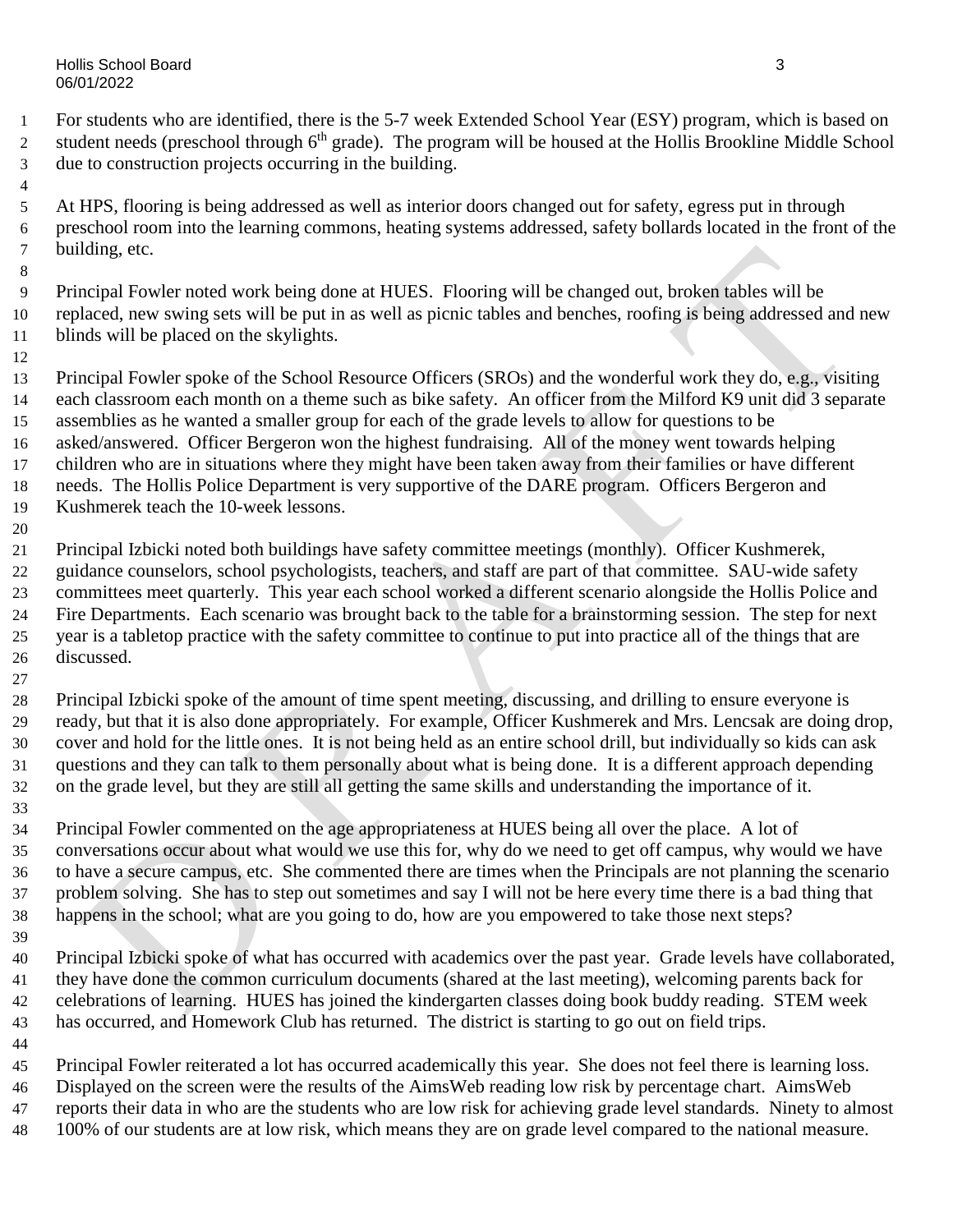For students who are identified, there is the 5-7 week Extended School Year (ESY) program, which is based on student needs (preschool through 6th grade). The program will be housed at the Hollis Brookline Middle School due to construction projects occurring in the building.

At HPS, flooring is being addressed as well as interior doors changed out for safety, egress put in through preschool room into the learning commons, heating systems addressed, safety bollards located in the front of the building, etc.

Principal Fowler noted work being done at HUES. Flooring will be changed out, broken tables will be replaced, new swing sets will be put in as well as picnic tables and benches, roofing is being addressed and new blinds will be placed on the skylights.

Principal Fowler spoke of the School Resource Officers (SROs) and the wonderful work they do, e.g., visiting each classroom each month on a theme such as bike safety. An officer from the Milford K9 unit did 3 separate assemblies as he wanted a smaller group for each of the grade levels to allow for questions to be asked/answered. Officer Bergeron won the highest fundraising. All of the money went towards helping children who are in situations where they might have been taken away from their families or have different needs. The Hollis Police Department is very supportive of the DARE program. Officers Bergeron and Kushmerek teach the 10-week lessons.

Principal Izbicki noted both buildings have safety committee meetings (monthly). Officer Kushmerek, guidance counselors, school psychologists, teachers, and staff are part of that committee. SAU-wide safety committees meet quarterly. This year each school worked a different scenario alongside the Hollis Police and Fire Departments. Each scenario was brought back to the table for a brainstorming session. The step for next year is a tabletop practice with the safety committee to continue to put into practice all of the things that are discussed.

Principal Izbicki spoke of the amount of time spent meeting, discussing, and drilling to ensure everyone is ready, but that it is also done appropriately. For example, Officer Kushmerek and Mrs. Lencsak are doing drop, cover and hold for the little ones. It is not being held as an entire school drill, but individually so kids can ask questions and they can talk to them personally about what is being done. It is a different approach depending on the grade level, but they are still all getting the same skills and understanding the importance of it.

Principal Fowler commented on the age appropriateness at HUES being all over the place. A lot of conversations occur about what would we use this for, why do we need to get off campus, why would we have to have a secure campus, etc. She commented there are times when the Principals are not planning the scenario problem solving. She has to step out sometimes and say I will not be here every time there is a bad thing that happens in the school; what are you going to do, how are you empowered to take those next steps?

Principal Izbicki spoke of what has occurred with academics over the past year. Grade levels have collaborated, they have done the common curriculum documents (shared at the last meeting), welcoming parents back for celebrations of learning. HUES has joined the kindergarten classes doing book buddy reading. STEM week has occurred, and Homework Club has returned. The district is starting to go out on field trips.

Principal Fowler reiterated a lot has occurred academically this year. She does not feel there is learning loss. Displayed on the screen were the results of the AimsWeb reading low risk by percentage chart. AimsWeb reports their data in who are the students who are low risk for achieving grade level standards. Ninety to almost 100% of our students are at low risk, which means they are on grade level compared to the national measure.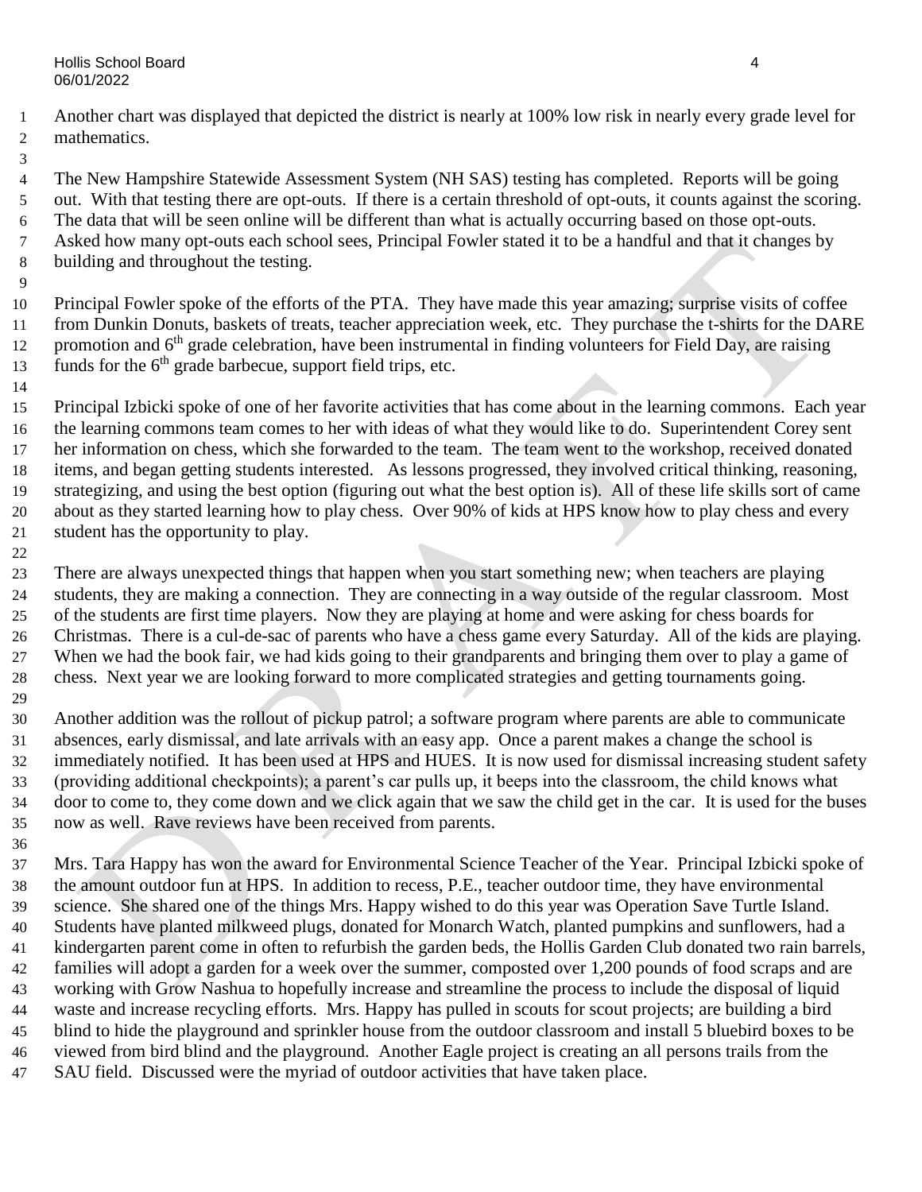Another chart was displayed that depicted the district is nearly at 100% low risk in nearly every grade level for mathematics.

The New Hampshire Statewide Assessment System (NH SAS) testing has completed. Reports will be going out. With that testing there are opt-outs. If there is a certain threshold of opt-outs, it counts against the scoring. The data that will be seen online will be different than what is actually occurring based on those opt-outs. Asked how many opt-outs each school sees, Principal Fowler stated it to be a handful and that it changes by building and throughout the testing.

Principal Fowler spoke of the efforts of the PTA. They have made this year amazing; surprise visits of coffee from Dunkin Donuts, baskets of treats, teacher appreciation week, etc. They purchase the t-shirts for the DARE promotion and 6th grade celebration, have been instrumental in finding volunteers for Field Day, are raising funds for the 6th grade barbecue, support field trips, etc.

Principal Izbicki spoke of one of her favorite activities that has come about in the learning commons. Each year the learning commons team comes to her with ideas of what they would like to do. Superintendent Corey sent her information on chess, which she forwarded to the team. The team went to the workshop, received donated items, and began getting students interested. As lessons progressed, they involved critical thinking, reasoning, strategizing, and using the best option (figuring out what the best option is). All of these life skills sort of came about as they started learning how to play chess. Over 90% of kids at HPS know how to play chess and every student has the opportunity to play.

There are always unexpected things that happen when you start something new; when teachers are playing students, they are making a connection. They are connecting in a way outside of the regular classroom. Most of the students are first time players. Now they are playing at home and were asking for chess boards for Christmas. There is a cul-de-sac of parents who have a chess game every Saturday. All of the kids are playing. When we had the book fair, we had kids going to their grandparents and bringing them over to play a game of chess. Next year we are looking forward to more complicated strategies and getting tournaments going.

Another addition was the rollout of pickup patrol; a software program where parents are able to communicate absences, early dismissal, and late arrivals with an easy app. Once a parent makes a change the school is immediately notified. It has been used at HPS and HUES. It is now used for dismissal increasing student safety (providing additional checkpoints); a parent's car pulls up, it beeps into the classroom, the child knows what door to come to, they come down and we click again that we saw the child get in the car. It is used for the buses now as well. Rave reviews have been received from parents.

Mrs. Tara Happy has won the award for Environmental Science Teacher of the Year. Principal Izbicki spoke of the amount outdoor fun at HPS. In addition to recess, P.E., teacher outdoor time, they have environmental science. She shared one of the things Mrs. Happy wished to do this year was Operation Save Turtle Island. Students have planted milkweed plugs, donated for Monarch Watch, planted pumpkins and sunflowers, had a kindergarten parent come in often to refurbish the garden beds, the Hollis Garden Club donated two rain barrels, families will adopt a garden for a week over the summer, composted over 1,200 pounds of food scraps and are working with Grow Nashua to hopefully increase and streamline the process to include the disposal of liquid waste and increase recycling efforts. Mrs. Happy has pulled in scouts for scout projects; are building a bird blind to hide the playground and sprinkler house from the outdoor classroom and install 5 bluebird boxes to be viewed from bird blind and the playground. Another Eagle project is creating an all persons trails from the SAU field. Discussed were the myriad of outdoor activities that have taken place.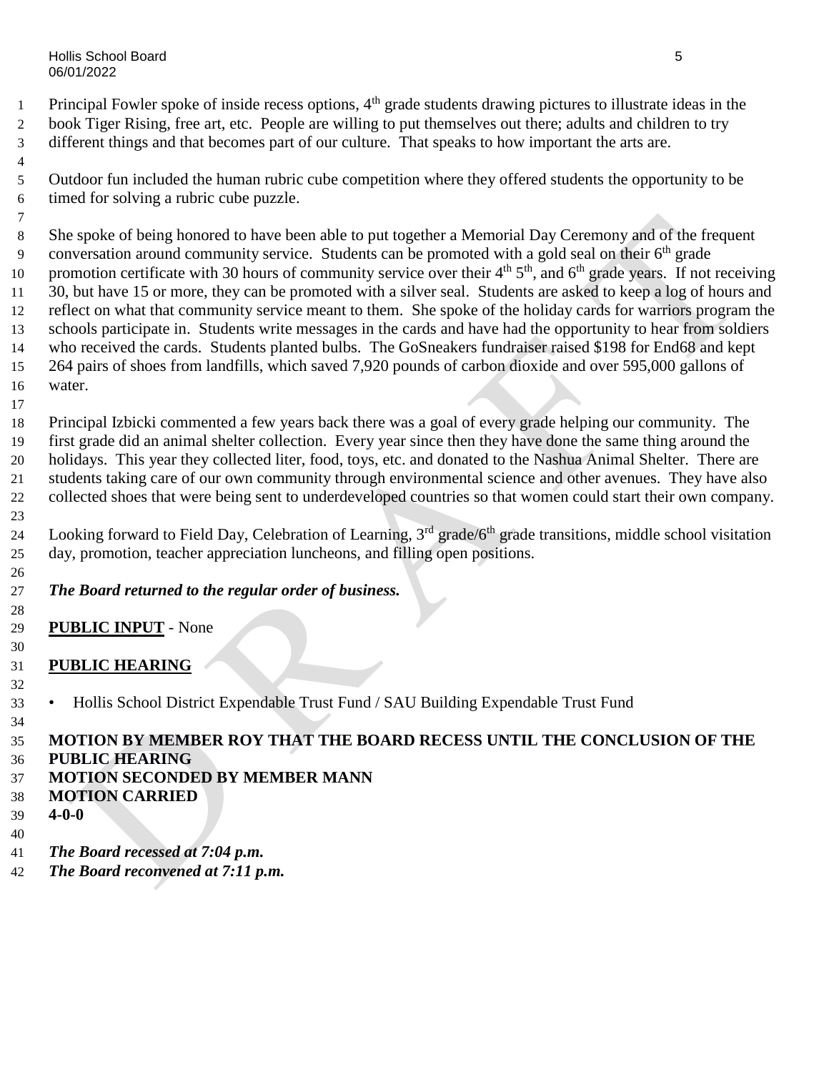Principal Fowler spoke of inside recess options, 4th grade students drawing pictures to illustrate ideas in the book Tiger Rising, free art, etc. People are willing to put themselves out there; adults and children to try different things and that becomes part of our culture. That speaks to how important the arts are.

Outdoor fun included the human rubric cube competition where they offered students the opportunity to be timed for solving a rubric cube puzzle.

She spoke of being honored to have been able to put together a Memorial Day Ceremony and of the frequent conversation around community service. Students can be promoted with a gold seal on their 6th grade promotion certificate with 30 hours of community service over their 4th 5th, and 6th grade years. If not receiving 30, but have 15 or more, they can be promoted with a silver seal. Students are asked to keep a log of hours and reflect on what that community service meant to them. She spoke of the holiday cards for warriors program the schools participate in. Students write messages in the cards and have had the opportunity to hear from soldiers who received the cards. Students planted bulbs. The GoSneakers fundraiser raised $198 for End68 and kept 264 pairs of shoes from landfills, which saved 7,920 pounds of carbon dioxide and over 595,000 gallons of water.

Principal Izbicki commented a few years back there was a goal of every grade helping our community. The first grade did an animal shelter collection. Every year since then they have done the same thing around the holidays. This year they collected liter, food, toys, etc. and donated to the Nashua Animal Shelter. There are students taking care of our own community through environmental science and other avenues. They have also collected shoes that were being sent to underdeveloped countries so that women could start their own company.

Looking forward to Field Day, Celebration of Learning, 3rd grade/6th grade transitions, middle school visitation day, promotion, teacher appreciation luncheons, and filling open positions.

***The Board returned to the regular order of business.***

**PUBLIC INPUT** - None

**PUBLIC HEARING**

- Hollis School District Expendable Trust Fund / SAU Building Expendable Trust Fund

**MOTION BY MEMBER ROY THAT THE BOARD RECESS UNTIL THE CONCLUSION OF THE PUBLIC HEARING**
**MOTION SECONDED BY MEMBER MANN**
**MOTION CARRIED**
**4-0-0**

***The Board recessed at 7:04 p.m.***
***The Board reconvened at 7:11 p.m.***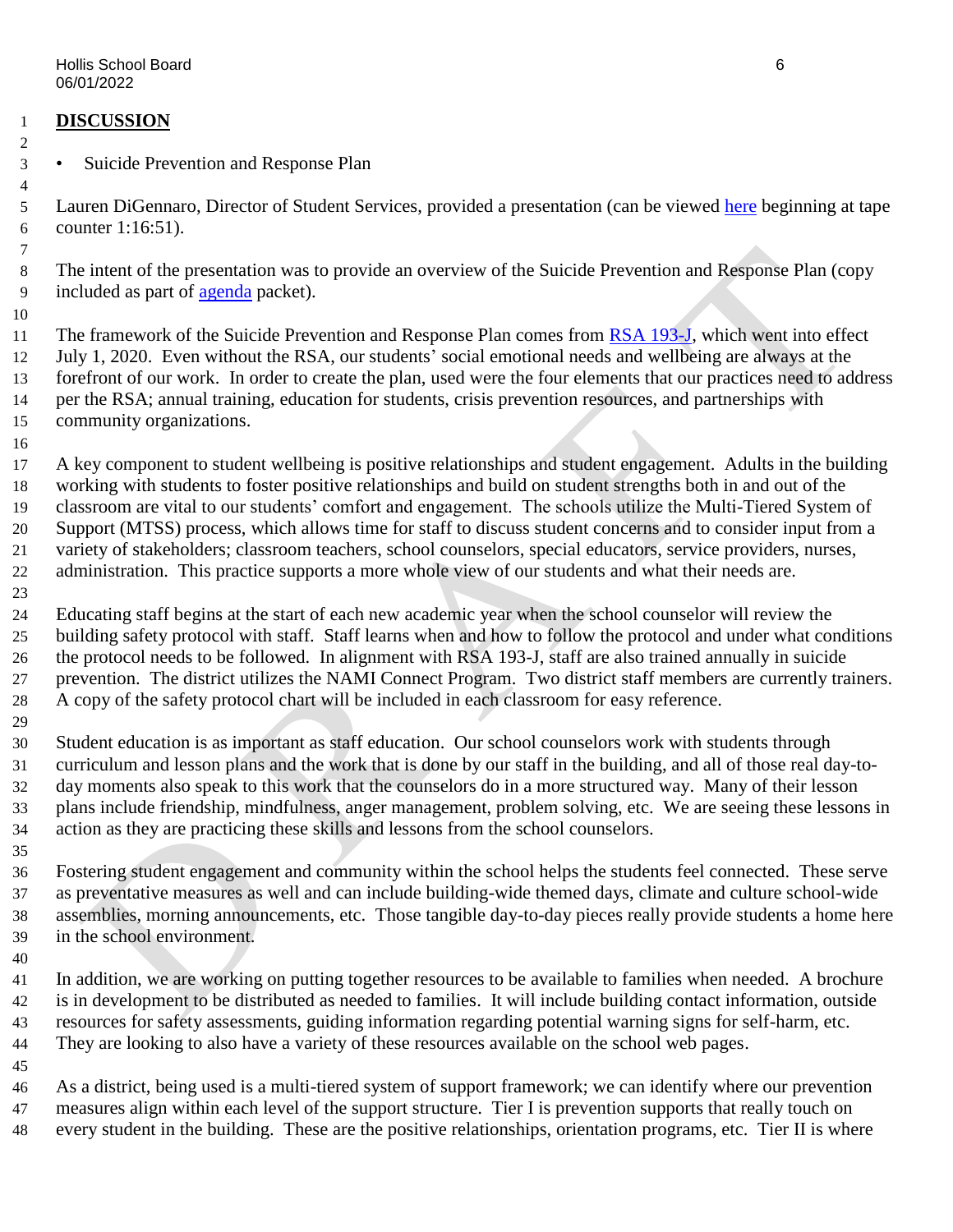**DISCUSSION**

- Suicide Prevention and Response Plan

Lauren DiGennaro, Director of Student Services, provided a presentation (can be viewed here beginning at tape counter 1:16:51).

The intent of the presentation was to provide an overview of the Suicide Prevention and Response Plan (copy included as part of agenda packet).

The framework of the Suicide Prevention and Response Plan comes from RSA 193-J, which went into effect July 1, 2020. Even without the RSA, our students' social emotional needs and wellbeing are always at the forefront of our work. In order to create the plan, used were the four elements that our practices need to address per the RSA; annual training, education for students, crisis prevention resources, and partnerships with community organizations.

A key component to student wellbeing is positive relationships and student engagement. Adults in the building working with students to foster positive relationships and build on student strengths both in and out of the classroom are vital to our students' comfort and engagement. The schools utilize the Multi-Tiered System of Support (MTSS) process, which allows time for staff to discuss student concerns and to consider input from a variety of stakeholders; classroom teachers, school counselors, special educators, service providers, nurses, administration. This practice supports a more whole view of our students and what their needs are.

Educating staff begins at the start of each new academic year when the school counselor will review the building safety protocol with staff. Staff learns when and how to follow the protocol and under what conditions the protocol needs to be followed. In alignment with RSA 193-J, staff are also trained annually in suicide prevention. The district utilizes the NAMI Connect Program. Two district staff members are currently trainers. A copy of the safety protocol chart will be included in each classroom for easy reference.

Student education is as important as staff education. Our school counselors work with students through curriculum and lesson plans and the work that is done by our staff in the building, and all of those real day-to-day moments also speak to this work that the counselors do in a more structured way. Many of their lesson plans include friendship, mindfulness, anger management, problem solving, etc. We are seeing these lessons in action as they are practicing these skills and lessons from the school counselors.

Fostering student engagement and community within the school helps the students feel connected. These serve as preventative measures as well and can include building-wide themed days, climate and culture school-wide assemblies, morning announcements, etc. Those tangible day-to-day pieces really provide students a home here in the school environment.

In addition, we are working on putting together resources to be available to families when needed. A brochure is in development to be distributed as needed to families. It will include building contact information, outside resources for safety assessments, guiding information regarding potential warning signs for self-harm, etc. They are looking to also have a variety of these resources available on the school web pages.

As a district, being used is a multi-tiered system of support framework; we can identify where our prevention measures align within each level of the support structure. Tier I is prevention supports that really touch on every student in the building. These are the positive relationships, orientation programs, etc. Tier II is where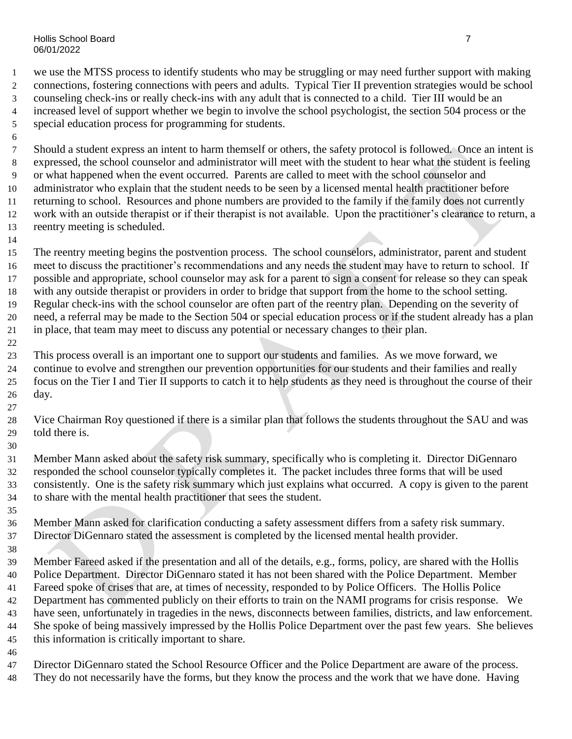we use the MTSS process to identify students who may be struggling or may need further support with making connections, fostering connections with peers and adults. Typical Tier II prevention strategies would be school counseling check-ins or really check-ins with any adult that is connected to a child. Tier III would be an increased level of support whether we begin to involve the school psychologist, the section 504 process or the special education process for programming for students.

Should a student express an intent to harm themself or others, the safety protocol is followed. Once an intent is expressed, the school counselor and administrator will meet with the student to hear what the student is feeling or what happened when the event occurred. Parents are called to meet with the school counselor and administrator who explain that the student needs to be seen by a licensed mental health practitioner before returning to school. Resources and phone numbers are provided to the family if the family does not currently work with an outside therapist or if their therapist is not available. Upon the practitioner's clearance to return, a reentry meeting is scheduled.

The reentry meeting begins the postvention process. The school counselors, administrator, parent and student meet to discuss the practitioner's recommendations and any needs the student may have to return to school. If possible and appropriate, school counselor may ask for a parent to sign a consent for release so they can speak with any outside therapist or providers in order to bridge that support from the home to the school setting. Regular check-ins with the school counselor are often part of the reentry plan. Depending on the severity of need, a referral may be made to the Section 504 or special education process or if the student already has a plan in place, that team may meet to discuss any potential or necessary changes to their plan.

This process overall is an important one to support our students and families. As we move forward, we continue to evolve and strengthen our prevention opportunities for our students and their families and really focus on the Tier I and Tier II supports to catch it to help students as they need is throughout the course of their day.

Vice Chairman Roy questioned if there is a similar plan that follows the students throughout the SAU and was told there is.

Member Mann asked about the safety risk summary, specifically who is completing it. Director DiGennaro responded the school counselor typically completes it. The packet includes three forms that will be used consistently. One is the safety risk summary which just explains what occurred. A copy is given to the parent to share with the mental health practitioner that sees the student.

Member Mann asked for clarification conducting a safety assessment differs from a safety risk summary. Director DiGennaro stated the assessment is completed by the licensed mental health provider.

Member Fareed asked if the presentation and all of the details, e.g., forms, policy, are shared with the Hollis Police Department. Director DiGennaro stated it has not been shared with the Police Department. Member Fareed spoke of crises that are, at times of necessity, responded to by Police Officers. The Hollis Police Department has commented publicly on their efforts to train on the NAMI programs for crisis response. We have seen, unfortunately in tragedies in the news, disconnects between families, districts, and law enforcement. She spoke of being massively impressed by the Hollis Police Department over the past few years. She believes this information is critically important to share.

Director DiGennaro stated the School Resource Officer and the Police Department are aware of the process. They do not necessarily have the forms, but they know the process and the work that we have done. Having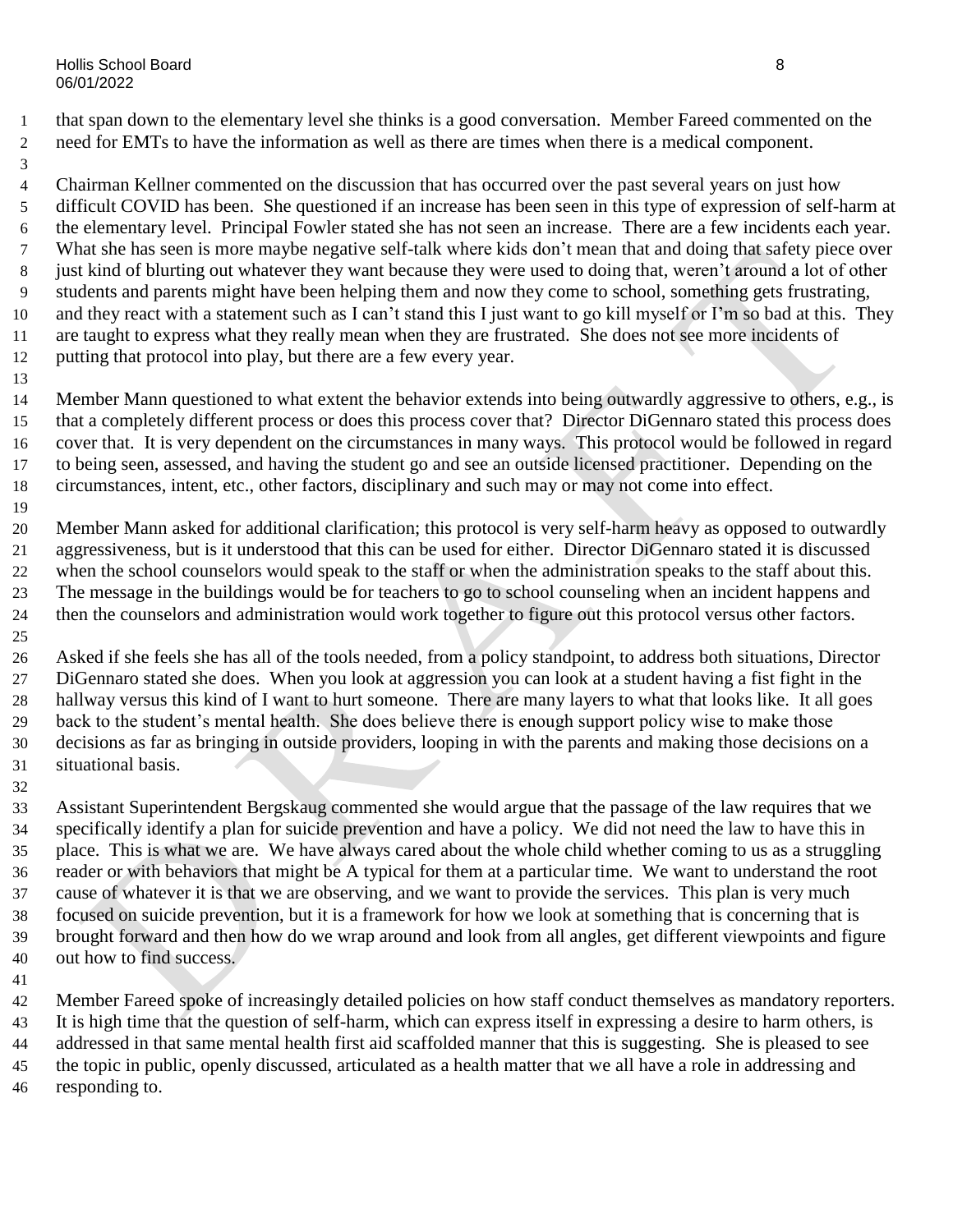that span down to the elementary level she thinks is a good conversation. Member Fareed commented on the need for EMTs to have the information as well as there are times when there is a medical component.

Chairman Kellner commented on the discussion that has occurred over the past several years on just how difficult COVID has been. She questioned if an increase has been seen in this type of expression of self-harm at the elementary level. Principal Fowler stated she has not seen an increase. There are a few incidents each year. What she has seen is more maybe negative self-talk where kids don't mean that and doing that safety piece over just kind of blurting out whatever they want because they were used to doing that, weren't around a lot of other students and parents might have been helping them and now they come to school, something gets frustrating, and they react with a statement such as I can't stand this I just want to go kill myself or I'm so bad at this. They are taught to express what they really mean when they are frustrated. She does not see more incidents of putting that protocol into play, but there are a few every year.

Member Mann questioned to what extent the behavior extends into being outwardly aggressive to others, e.g., is that a completely different process or does this process cover that? Director DiGennaro stated this process does cover that. It is very dependent on the circumstances in many ways. This protocol would be followed in regard to being seen, assessed, and having the student go and see an outside licensed practitioner. Depending on the circumstances, intent, etc., other factors, disciplinary and such may or may not come into effect.

Member Mann asked for additional clarification; this protocol is very self-harm heavy as opposed to outwardly aggressiveness, but is it understood that this can be used for either. Director DiGennaro stated it is discussed when the school counselors would speak to the staff or when the administration speaks to the staff about this. The message in the buildings would be for teachers to go to school counseling when an incident happens and then the counselors and administration would work together to figure out this protocol versus other factors.

Asked if she feels she has all of the tools needed, from a policy standpoint, to address both situations, Director DiGennaro stated she does. When you look at aggression you can look at a student having a fist fight in the hallway versus this kind of I want to hurt someone. There are many layers to what that looks like. It all goes back to the student's mental health. She does believe there is enough support policy wise to make those decisions as far as bringing in outside providers, looping in with the parents and making those decisions on a situational basis.

Assistant Superintendent Bergskaug commented she would argue that the passage of the law requires that we specifically identify a plan for suicide prevention and have a policy. We did not need the law to have this in place. This is what we are. We have always cared about the whole child whether coming to us as a struggling reader or with behaviors that might be A typical for them at a particular time. We want to understand the root cause of whatever it is that we are observing, and we want to provide the services. This plan is very much focused on suicide prevention, but it is a framework for how we look at something that is concerning that is brought forward and then how do we wrap around and look from all angles, get different viewpoints and figure out how to find success.

Member Fareed spoke of increasingly detailed policies on how staff conduct themselves as mandatory reporters. It is high time that the question of self-harm, which can express itself in expressing a desire to harm others, is addressed in that same mental health first aid scaffolded manner that this is suggesting. She is pleased to see the topic in public, openly discussed, articulated as a health matter that we all have a role in addressing and responding to.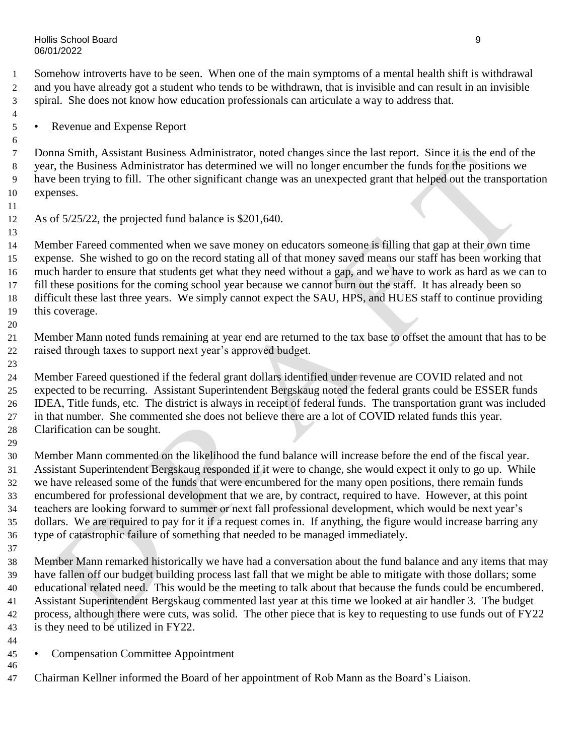Somehow introverts have to be seen. When one of the main symptoms of a mental health shift is withdrawal and you have already got a student who tends to be withdrawn, that is invisible and can result in an invisible spiral. She does not know how education professionals can articulate a way to address that.

- Revenue and Expense Report

Donna Smith, Assistant Business Administrator, noted changes since the last report. Since it is the end of the year, the Business Administrator has determined we will no longer encumber the funds for the positions we have been trying to fill. The other significant change was an unexpected grant that helped out the transportation expenses.

As of 5/25/22, the projected fund balance is $201,640.

Member Fareed commented when we save money on educators someone is filling that gap at their own time expense. She wished to go on the record stating all of that money saved means our staff has been working that much harder to ensure that students get what they need without a gap, and we have to work as hard as we can to fill these positions for the coming school year because we cannot burn out the staff. It has already been so difficult these last three years. We simply cannot expect the SAU, HPS, and HUES staff to continue providing this coverage.

Member Mann noted funds remaining at year end are returned to the tax base to offset the amount that has to be raised through taxes to support next year's approved budget.

Member Fareed questioned if the federal grant dollars identified under revenue are COVID related and not expected to be recurring. Assistant Superintendent Bergskaug noted the federal grants could be ESSER funds IDEA, Title funds, etc. The district is always in receipt of federal funds. The transportation grant was included in that number. She commented she does not believe there are a lot of COVID related funds this year. Clarification can be sought.

Member Mann commented on the likelihood the fund balance will increase before the end of the fiscal year. Assistant Superintendent Bergskaug responded if it were to change, she would expect it only to go up. While we have released some of the funds that were encumbered for the many open positions, there remain funds encumbered for professional development that we are, by contract, required to have. However, at this point teachers are looking forward to summer or next fall professional development, which would be next year's dollars. We are required to pay for it if a request comes in. If anything, the figure would increase barring any type of catastrophic failure of something that needed to be managed immediately.

Member Mann remarked historically we have had a conversation about the fund balance and any items that may have fallen off our budget building process last fall that we might be able to mitigate with those dollars; some educational related need. This would be the meeting to talk about that because the funds could be encumbered. Assistant Superintendent Bergskaug commented last year at this time we looked at air handler 3. The budget process, although there were cuts, was solid. The other piece that is key to requesting to use funds out of FY22 is they need to be utilized in FY22.

- Compensation Committee Appointment

Chairman Kellner informed the Board of her appointment of Rob Mann as the Board's Liaison.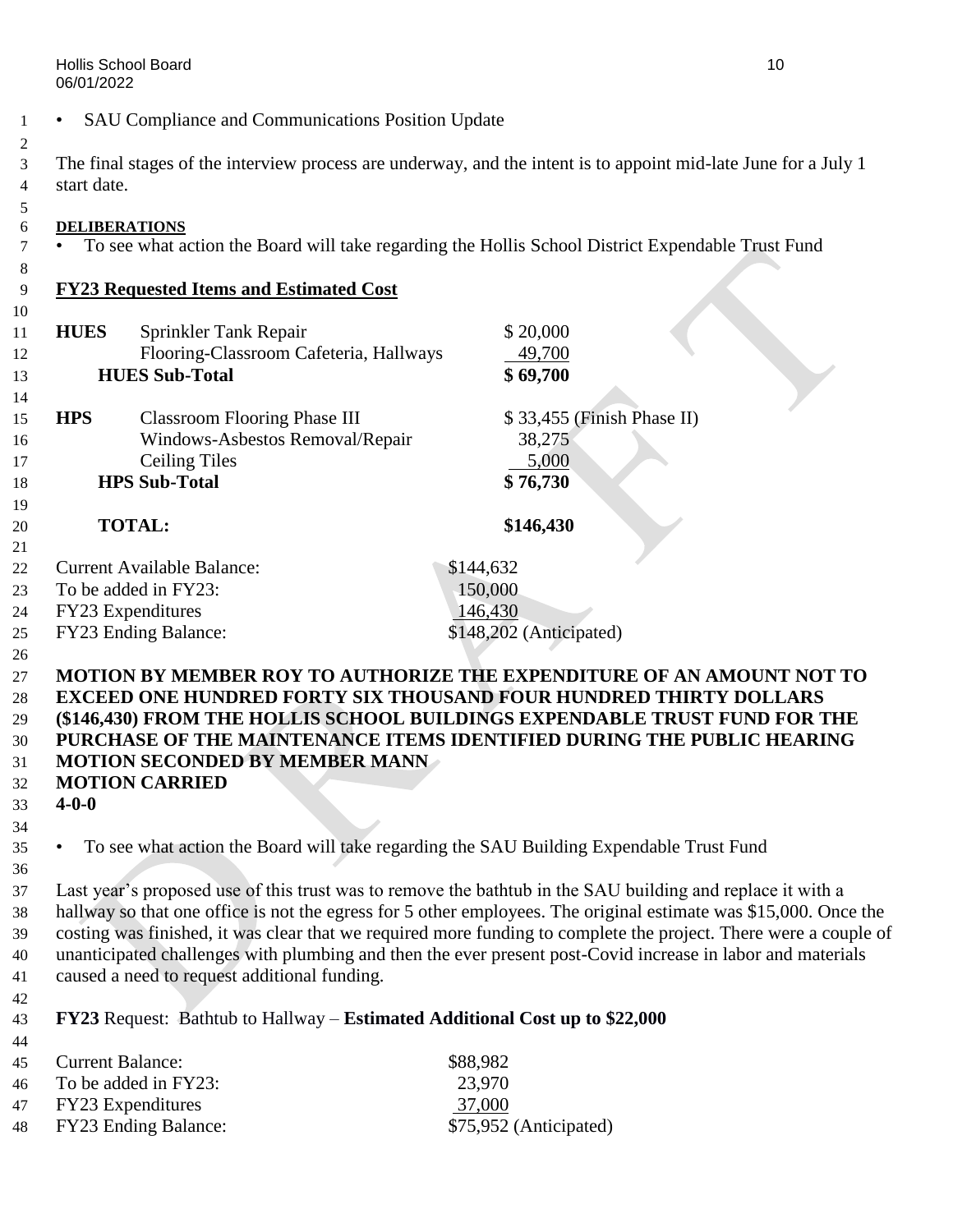- SAU Compliance and Communications Position Update

The final stages of the interview process are underway, and the intent is to appoint mid-late June for a July 1 start date.

**DELIBERATIONS**

- To see what action the Board will take regarding the Hollis School District Expendable Trust Fund

**FY23 Requested Items and Estimated Cost**

| | | |
|---|---|---|
| **HUES** | Sprinkler Tank Repair | $ 20,000 |
| | Flooring-Classroom Cafeteria, Hallways | 49,700 |
| | **HUES Sub-Total** | **$ 69,700** |
| **HPS** | Classroom Flooring Phase III | $ 33,455 (Finish Phase II) |
| | Windows-Asbestos Removal/Repair | 38,275 |
| | Ceiling Tiles | 5,000 |
| | **HPS Sub-Total** | **$ 76,730** |
| | **TOTAL:** | **$146,430** |

| | |
|---|---|
| Current Available Balance: | $144,632 |
| To be added in FY23: | 150,000 |
| FY23 Expenditures | 146,430 |
| FY23 Ending Balance: | $148,202 (Anticipated) |

**MOTION BY MEMBER ROY TO AUTHORIZE THE EXPENDITURE OF AN AMOUNT NOT TO EXCEED ONE HUNDRED FORTY SIX THOUSAND FOUR HUNDRED THIRTY DOLLARS ($146,430) FROM THE HOLLIS SCHOOL BUILDINGS EXPENDABLE TRUST FUND FOR THE PURCHASE OF THE MAINTENANCE ITEMS IDENTIFIED DURING THE PUBLIC HEARING**
**MOTION SECONDED BY MEMBER MANN**
**MOTION CARRIED**
**4-0-0**

- To see what action the Board will take regarding the SAU Building Expendable Trust Fund

Last year's proposed use of this trust was to remove the bathtub in the SAU building and replace it with a hallway so that one office is not the egress for 5 other employees. The original estimate was $15,000. Once the costing was finished, it was clear that we required more funding to complete the project. There were a couple of unanticipated challenges with plumbing and then the ever present post-Covid increase in labor and materials caused a need to request additional funding.

**FY23** Request: Bathtub to Hallway – **Estimated Additional Cost up to $22,000**

| | |
|---|---|
| Current Balance: | $88,982 |
| To be added in FY23: | 23,970 |
| FY23 Expenditures | 37,000 |
| FY23 Ending Balance: | $75,952 (Anticipated) |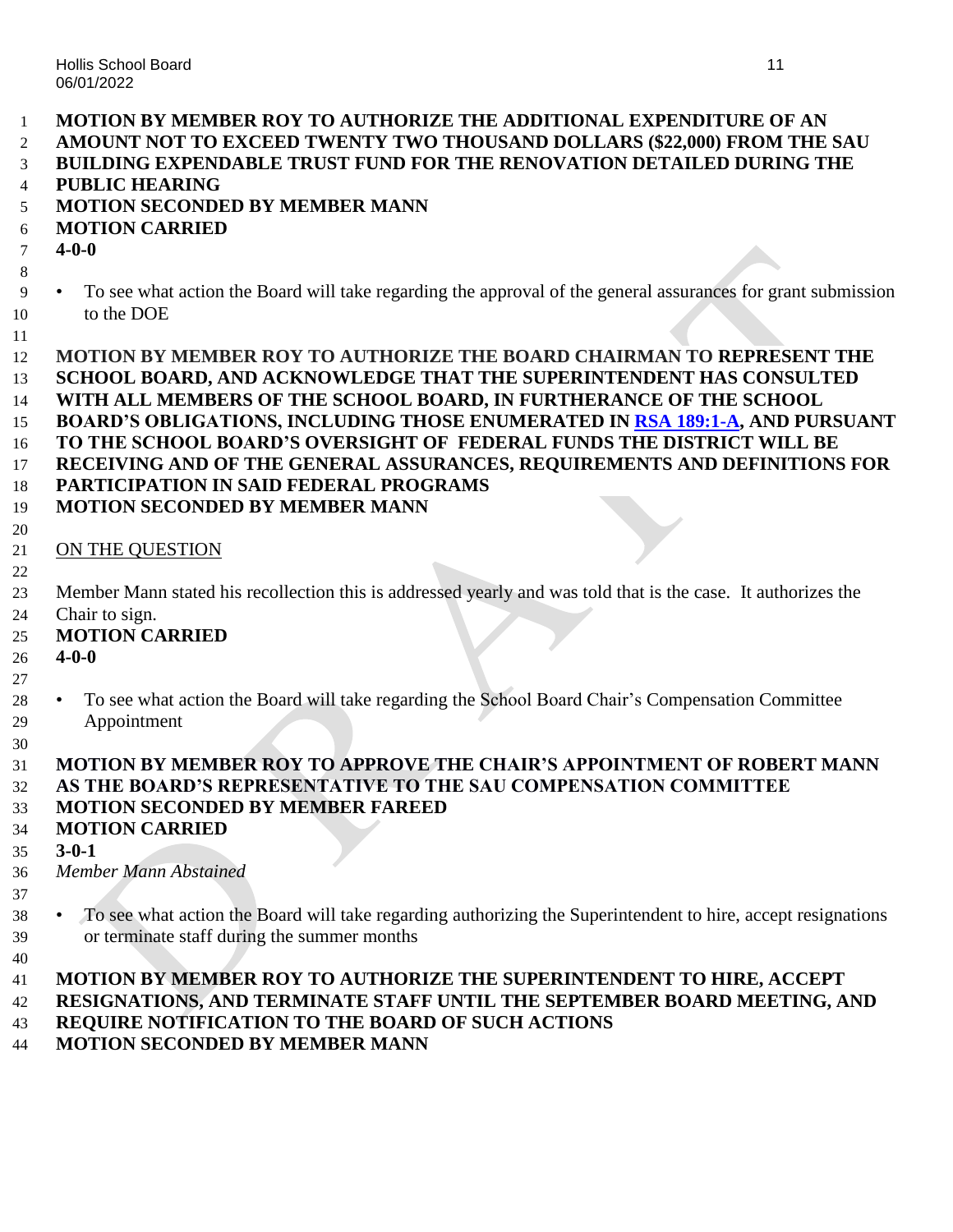**MOTION BY MEMBER ROY TO AUTHORIZE THE ADDITIONAL EXPENDITURE OF AN AMOUNT NOT TO EXCEED TWENTY TWO THOUSAND DOLLARS ($22,000) FROM THE SAU BUILDING EXPENDABLE TRUST FUND FOR THE RENOVATION DETAILED DURING THE PUBLIC HEARING**
**MOTION SECONDED BY MEMBER MANN**
**MOTION CARRIED**
**4-0-0**

- To see what action the Board will take regarding the approval of the general assurances for grant submission to the DOE

**MOTION BY MEMBER ROY TO AUTHORIZE THE BOARD CHAIRMAN TO REPRESENT THE SCHOOL BOARD, AND ACKNOWLEDGE THAT THE SUPERINTENDENT HAS CONSULTED WITH ALL MEMBERS OF THE SCHOOL BOARD, IN FURTHERANCE OF THE SCHOOL BOARD'S OBLIGATIONS, INCLUDING THOSE ENUMERATED IN RSA 189:1-A, AND PURSUANT TO THE SCHOOL BOARD'S OVERSIGHT OF FEDERAL FUNDS THE DISTRICT WILL BE RECEIVING AND OF THE GENERAL ASSURANCES, REQUIREMENTS AND DEFINITIONS FOR PARTICIPATION IN SAID FEDERAL PROGRAMS**
**MOTION SECONDED BY MEMBER MANN**

ON THE QUESTION

Member Mann stated his recollection this is addressed yearly and was told that is the case. It authorizes the Chair to sign.
**MOTION CARRIED**
**4-0-0**

- To see what action the Board will take regarding the School Board Chair's Compensation Committee Appointment

**MOTION BY MEMBER ROY TO APPROVE THE CHAIR'S APPOINTMENT OF ROBERT MANN AS THE BOARD'S REPRESENTATIVE TO THE SAU COMPENSATION COMMITTEE**
**MOTION SECONDED BY MEMBER FAREED**
**MOTION CARRIED**
**3-0-1**
*Member Mann Abstained*

- To see what action the Board will take regarding authorizing the Superintendent to hire, accept resignations or terminate staff during the summer months

**MOTION BY MEMBER ROY TO AUTHORIZE THE SUPERINTENDENT TO HIRE, ACCEPT RESIGNATIONS, AND TERMINATE STAFF UNTIL THE SEPTEMBER BOARD MEETING, AND REQUIRE NOTIFICATION TO THE BOARD OF SUCH ACTIONS**
**MOTION SECONDED BY MEMBER MANN**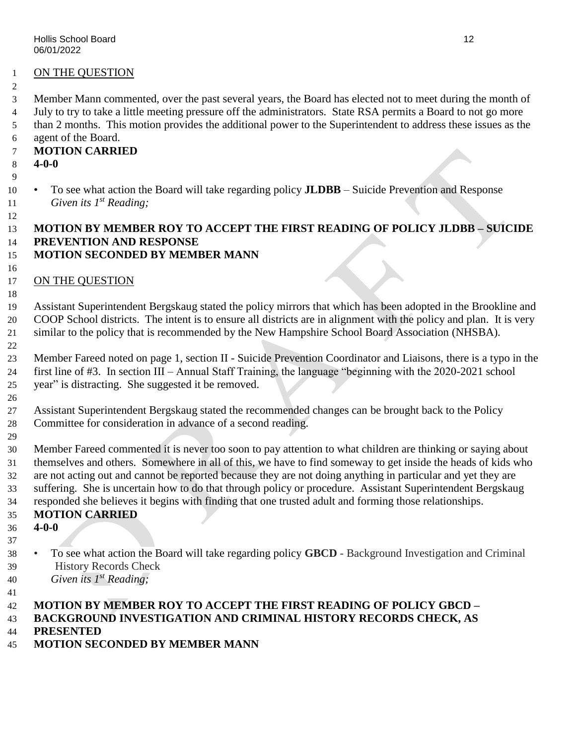ON THE QUESTION

Member Mann commented, over the past several years, the Board has elected not to meet during the month of July to try to take a little meeting pressure off the administrators. State RSA permits a Board to not go more than 2 months. This motion provides the additional power to the Superintendent to address these issues as the agent of the Board.

**MOTION CARRIED**
**4-0-0**

- To see what action the Board will take regarding policy **JLDBB** – Suicide Prevention and Response
  *Given its 1st Reading;*

**MOTION BY MEMBER ROY TO ACCEPT THE FIRST READING OF POLICY JLDBB – SUICIDE PREVENTION AND RESPONSE**
**MOTION SECONDED BY MEMBER MANN**

ON THE QUESTION

Assistant Superintendent Bergskaug stated the policy mirrors that which has been adopted in the Brookline and COOP School districts. The intent is to ensure all districts are in alignment with the policy and plan. It is very similar to the policy that is recommended by the New Hampshire School Board Association (NHSBA).

Member Fareed noted on page 1, section II - Suicide Prevention Coordinator and Liaisons, there is a typo in the first line of #3. In section III – Annual Staff Training, the language "beginning with the 2020-2021 school year" is distracting. She suggested it be removed.

Assistant Superintendent Bergskaug stated the recommended changes can be brought back to the Policy Committee for consideration in advance of a second reading.

Member Fareed commented it is never too soon to pay attention to what children are thinking or saying about themselves and others. Somewhere in all of this, we have to find someway to get inside the heads of kids who are not acting out and cannot be reported because they are not doing anything in particular and yet they are suffering. She is uncertain how to do that through policy or procedure. Assistant Superintendent Bergskaug responded she believes it begins with finding that one trusted adult and forming those relationships.

**MOTION CARRIED**
**4-0-0**

- To see what action the Board will take regarding policy **GBCD** - Background Investigation and Criminal History Records Check
  *Given its 1st Reading;*

**MOTION BY MEMBER ROY TO ACCEPT THE FIRST READING OF POLICY GBCD – BACKGROUND INVESTIGATION AND CRIMINAL HISTORY RECORDS CHECK, AS PRESENTED**
**MOTION SECONDED BY MEMBER MANN**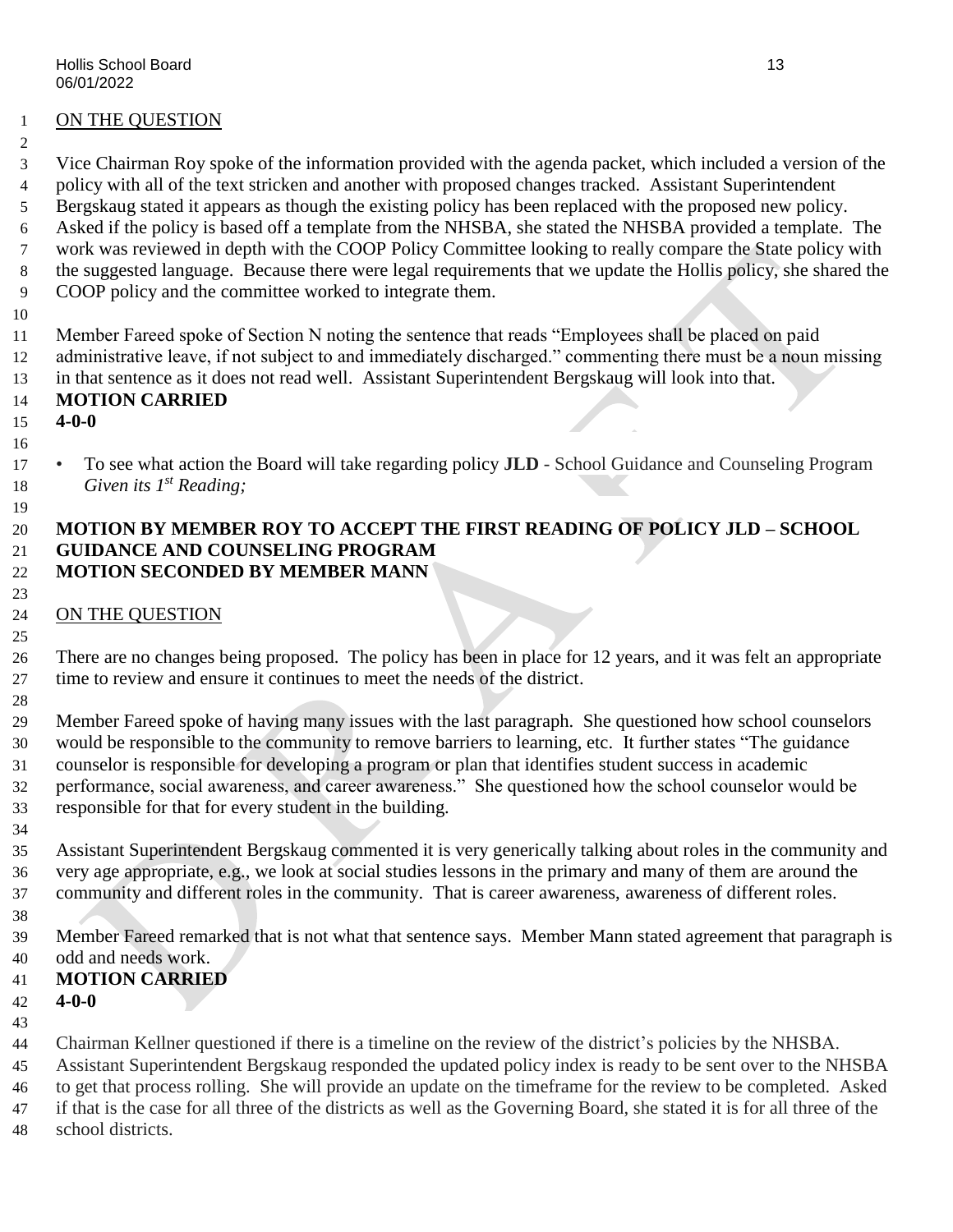ON THE QUESTION

Vice Chairman Roy spoke of the information provided with the agenda packet, which included a version of the policy with all of the text stricken and another with proposed changes tracked. Assistant Superintendent Bergskaug stated it appears as though the existing policy has been replaced with the proposed new policy. Asked if the policy is based off a template from the NHSBA, she stated the NHSBA provided a template. The work was reviewed in depth with the COOP Policy Committee looking to really compare the State policy with the suggested language. Because there were legal requirements that we update the Hollis policy, she shared the COOP policy and the committee worked to integrate them.

Member Fareed spoke of Section N noting the sentence that reads "Employees shall be placed on paid administrative leave, if not subject to and immediately discharged." commenting there must be a noun missing in that sentence as it does not read well. Assistant Superintendent Bergskaug will look into that.

**MOTION CARRIED**
**4-0-0**

- To see what action the Board will take regarding policy **JLD** - School Guidance and Counseling Program *Given its 1st Reading;*

**MOTION BY MEMBER ROY TO ACCEPT THE FIRST READING OF POLICY JLD – SCHOOL GUIDANCE AND COUNSELING PROGRAM**
**MOTION SECONDED BY MEMBER MANN**

ON THE QUESTION

There are no changes being proposed. The policy has been in place for 12 years, and it was felt an appropriate time to review and ensure it continues to meet the needs of the district.

Member Fareed spoke of having many issues with the last paragraph. She questioned how school counselors would be responsible to the community to remove barriers to learning, etc. It further states "The guidance counselor is responsible for developing a program or plan that identifies student success in academic performance, social awareness, and career awareness." She questioned how the school counselor would be responsible for that for every student in the building.

Assistant Superintendent Bergskaug commented it is very generically talking about roles in the community and very age appropriate, e.g., we look at social studies lessons in the primary and many of them are around the community and different roles in the community. That is career awareness, awareness of different roles.

Member Fareed remarked that is not what that sentence says. Member Mann stated agreement that paragraph is odd and needs work.

**MOTION CARRIED**
**4-0-0**

Chairman Kellner questioned if there is a timeline on the review of the district's policies by the NHSBA. Assistant Superintendent Bergskaug responded the updated policy index is ready to be sent over to the NHSBA to get that process rolling. She will provide an update on the timeframe for the review to be completed. Asked if that is the case for all three of the districts as well as the Governing Board, she stated it is for all three of the school districts.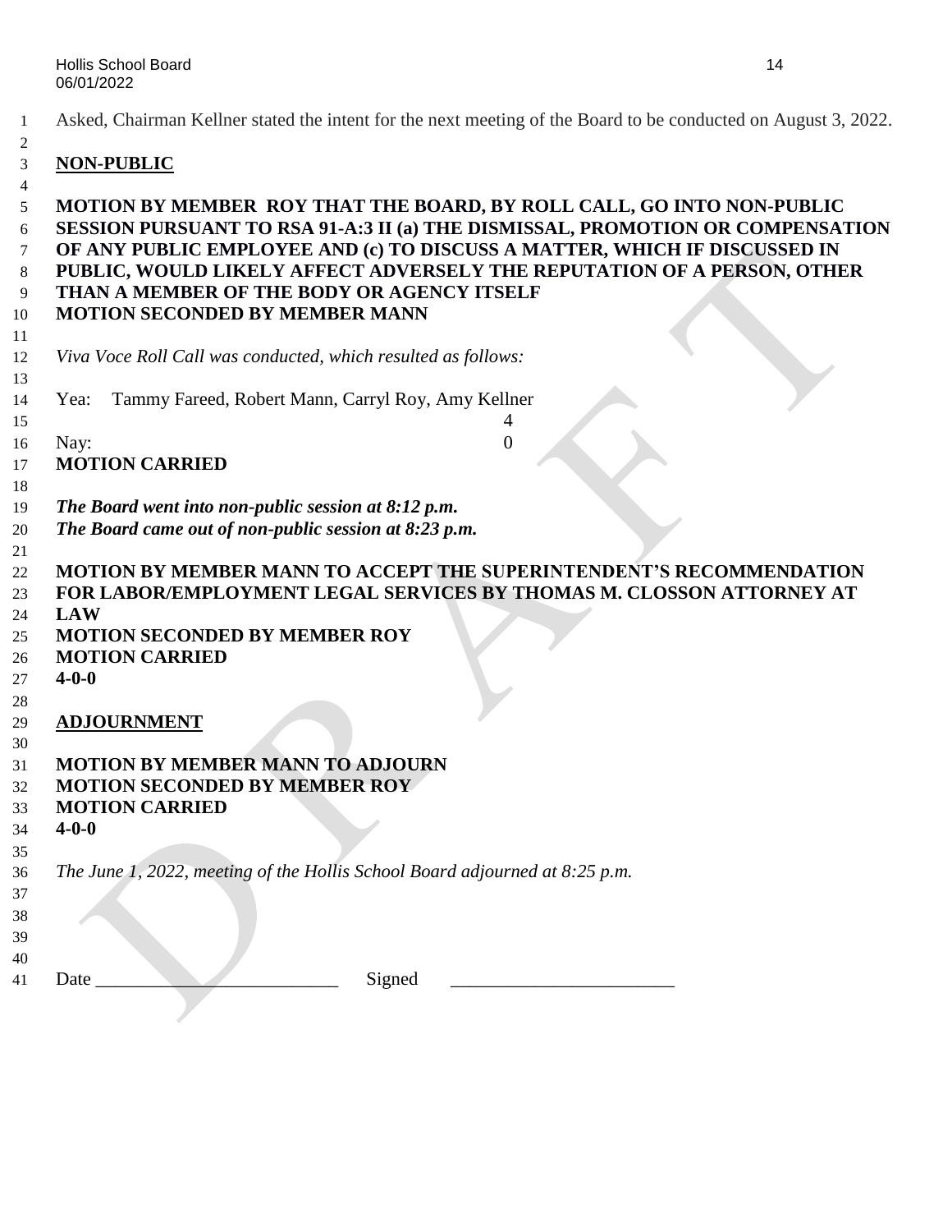Asked, Chairman Kellner stated the intent for the next meeting of the Board to be conducted on August 3, 2022.

## NON-PUBLIC

**MOTION BY MEMBER ROY THAT THE BOARD, BY ROLL CALL, GO INTO NON-PUBLIC SESSION PURSUANT TO RSA 91-A:3 II (a) THE DISMISSAL, PROMOTION OR COMPENSATION OF ANY PUBLIC EMPLOYEE AND (c) TO DISCUSS A MATTER, WHICH IF DISCUSSED IN PUBLIC, WOULD LIKELY AFFECT ADVERSELY THE REPUTATION OF A PERSON, OTHER THAN A MEMBER OF THE BODY OR AGENCY ITSELF**
**MOTION SECONDED BY MEMBER MANN**

*Viva Voce Roll Call was conducted, which resulted as follows:*

Yea: Tammy Fareed, Robert Mann, Carryl Roy, Amy Kellner 4

Nay: 0

**MOTION CARRIED**

***The Board went into non-public session at 8:12 p.m.***
***The Board came out of non-public session at 8:23 p.m.***

**MOTION BY MEMBER MANN TO ACCEPT THE SUPERINTENDENT'S RECOMMENDATION FOR LABOR/EMPLOYMENT LEGAL SERVICES BY THOMAS M. CLOSSON ATTORNEY AT LAW**
**MOTION SECONDED BY MEMBER ROY**
**MOTION CARRIED**
**4-0-0**

## ADJOURNMENT

**MOTION BY MEMBER MANN TO ADJOURN**
**MOTION SECONDED BY MEMBER ROY**
**MOTION CARRIED**
**4-0-0**

*The June 1, 2022, meeting of the Hollis School Board adjourned at 8:25 p.m.*

Date ___________________________ Signed ________________________